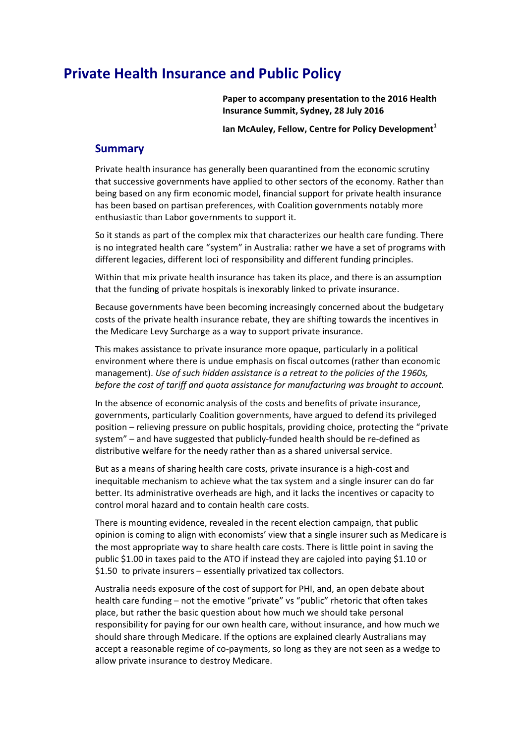# Private Health Insurance and Public Policy

**Paper to accompany presentation to the 2016 Health Insurance Summit, Sydney, 28 July 2016**

**Ian McAuley, Fellow, Centre for Policy Development[1]**

## Summary

Private health insurance has generally been quarantined from the economic scrutiny that successive governments have applied to other sectors of the economy. Rather than being based on any firm economic model, financial support for private health insurance has been based on partisan preferences, with Coalition governments notably more enthusiastic than Labor governments to support it.

So it stands as part of the complex mix that characterizes our health care funding. There is no integrated health care "system" in Australia: rather we have a set of programs with different legacies, different loci of responsibility and different funding principles.

Within that mix private health insurance has taken its place, and there is an assumption that the funding of private hospitals is inexorably linked to private insurance.

Because governments have been becoming increasingly concerned about the budgetary costs of the private health insurance rebate, they are shifting towards the incentives in the Medicare Levy Surcharge as a way to support private insurance.

This makes assistance to private insurance more opaque, particularly in a political environment where there is undue emphasis on fiscal outcomes (rather than economic management). *Use of such hidden assistance is a retreat to the policies of the 1960s, before the cost of tariff and quota assistance for manufacturing was brought to account.*

In the absence of economic analysis of the costs and benefits of private insurance, governments, particularly Coalition governments, have argued to defend its privileged position – relieving pressure on public hospitals, providing choice, protecting the "private system" – and have suggested that publicly-funded health should be re-defined as distributive welfare for the needy rather than as a shared universal service.

But as a means of sharing health care costs, private insurance is a high-cost and inequitable mechanism to achieve what the tax system and a single insurer can do far better. Its administrative overheads are high, and it lacks the incentives or capacity to control moral hazard and to contain health care costs.

There is mounting evidence, revealed in the recent election campaign, that public opinion is coming to align with economists' view that a single insurer such as Medicare is the most appropriate way to share health care costs. There is little point in saving the public \$1.00 in taxes paid to the ATO if instead they are cajoled into paying \$1.10 or \$1.50 to private insurers – essentially privatized tax collectors.

Australia needs exposure of the cost of support for PHI, and, an open debate about health care funding – not the emotive "private" vs "public" rhetoric that often takes place, but rather the basic question about how much we should take personal responsibility for paying for our own health care, without insurance, and how much we should share through Medicare. If the options are explained clearly Australians may accept a reasonable regime of co-payments, so long as they are not seen as a wedge to allow private insurance to destroy Medicare.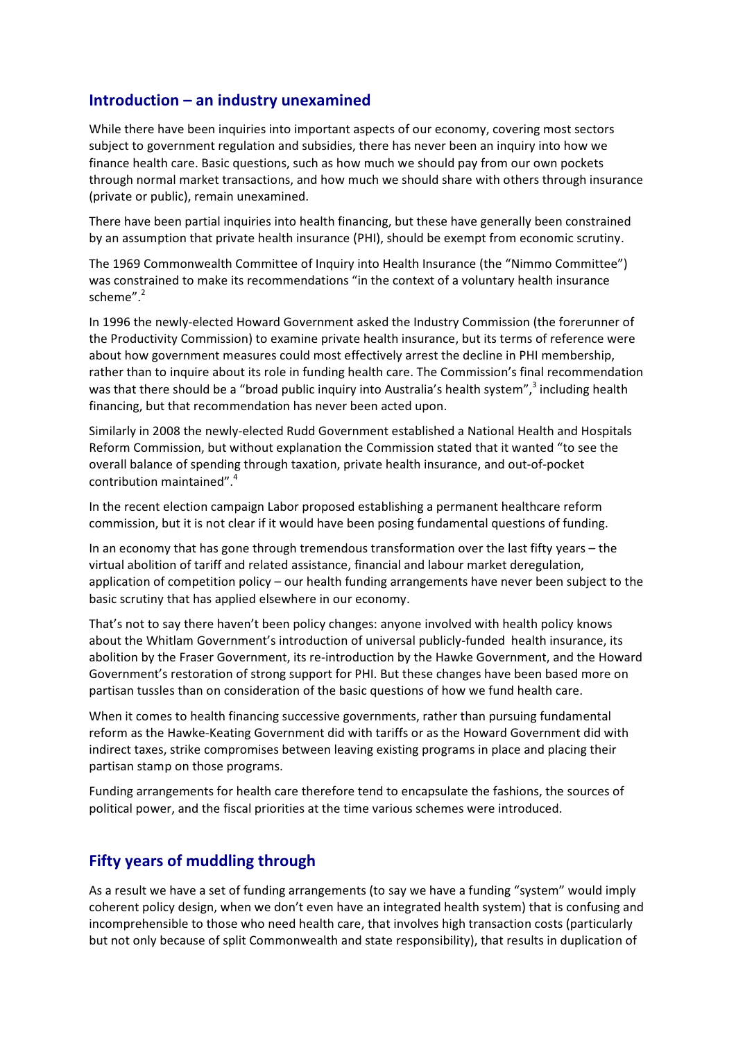## Introduction – an industry unexamined

While there have been inquiries into important aspects of our economy, covering most sectors subject to government regulation and subsidies, there has never been an inquiry into how we finance health care. Basic questions, such as how much we should pay from our own pockets through normal market transactions, and how much we should share with others through insurance (private or public), remain unexamined.

There have been partial inquiries into health financing, but these have generally been constrained by an assumption that private health insurance (PHI), should be exempt from economic scrutiny.

The 1969 Commonwealth Committee of Inquiry into Health Insurance (the "Nimmo Committee") was constrained to make its recommendations "in the context of a voluntary health insurance scheme".[2]

In 1996 the newly-elected Howard Government asked the Industry Commission (the forerunner of the Productivity Commission) to examine private health insurance, but its terms of reference were about how government measures could most effectively arrest the decline in PHI membership, rather than to inquire about its role in funding health care. The Commission's final recommendation was that there should be a "broad public inquiry into Australia's health system",[3] including health financing, but that recommendation has never been acted upon.

Similarly in 2008 the newly-elected Rudd Government established a National Health and Hospitals Reform Commission, but without explanation the Commission stated that it wanted "to see the overall balance of spending through taxation, private health insurance, and out-of-pocket contribution maintained".[4]

In the recent election campaign Labor proposed establishing a permanent healthcare reform commission, but it is not clear if it would have been posing fundamental questions of funding.

In an economy that has gone through tremendous transformation over the last fifty years – the virtual abolition of tariff and related assistance, financial and labour market deregulation, application of competition policy – our health funding arrangements have never been subject to the basic scrutiny that has applied elsewhere in our economy.

That's not to say there haven't been policy changes: anyone involved with health policy knows about the Whitlam Government's introduction of universal publicly-funded health insurance, its abolition by the Fraser Government, its re-introduction by the Hawke Government, and the Howard Government's restoration of strong support for PHI. But these changes have been based more on partisan tussles than on consideration of the basic questions of how we fund health care.

When it comes to health financing successive governments, rather than pursuing fundamental reform as the Hawke-Keating Government did with tariffs or as the Howard Government did with indirect taxes, strike compromises between leaving existing programs in place and placing their partisan stamp on those programs.

Funding arrangements for health care therefore tend to encapsulate the fashions, the sources of political power, and the fiscal priorities at the time various schemes were introduced.

## Fifty years of muddling through

As a result we have a set of funding arrangements (to say we have a funding "system" would imply coherent policy design, when we don't even have an integrated health system) that is confusing and incomprehensible to those who need health care, that involves high transaction costs (particularly but not only because of split Commonwealth and state responsibility), that results in duplication of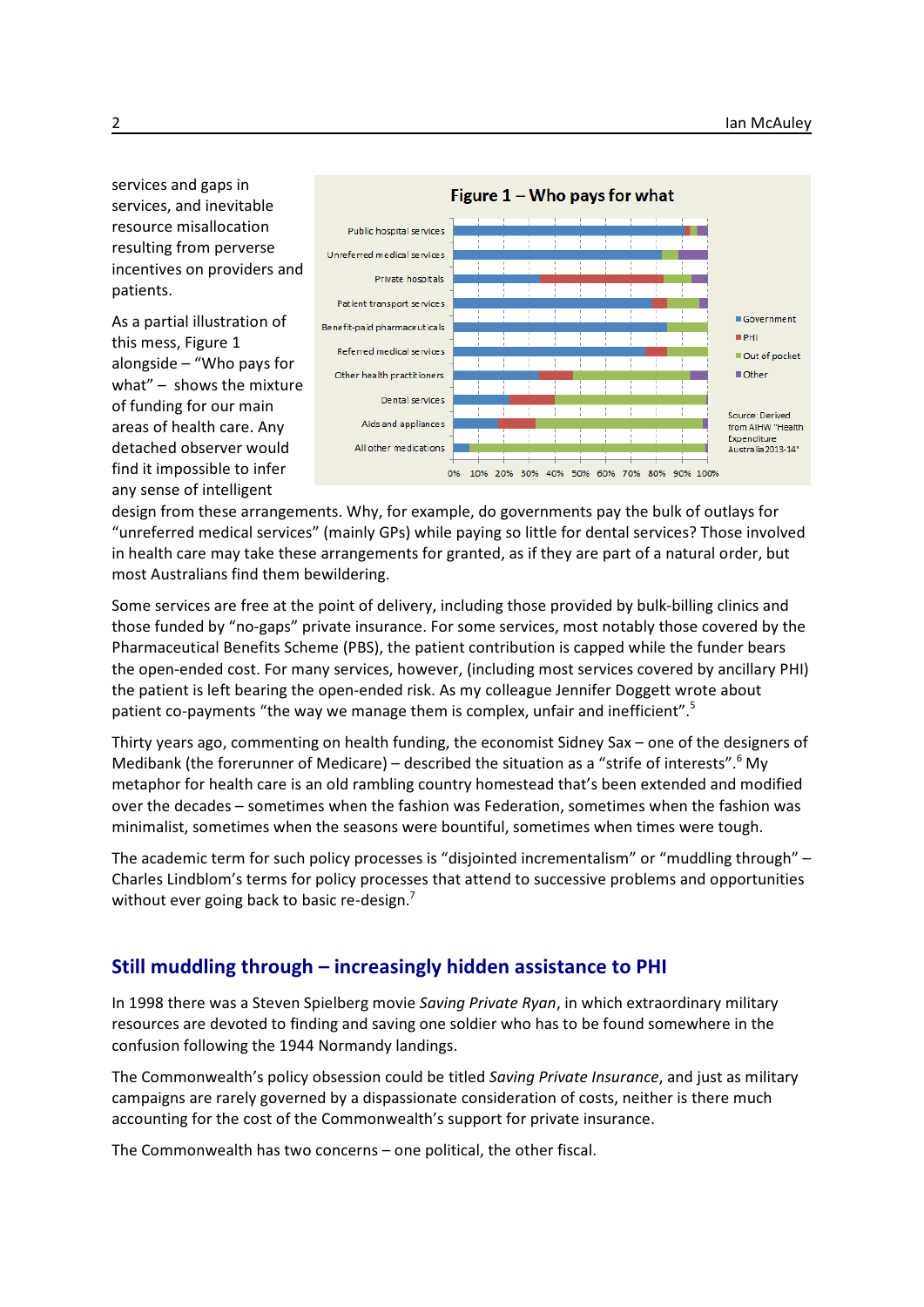services and gaps in services, and inevitable resource misallocation resulting from perverse incentives on providers and patients.

As a partial illustration of this mess, Figure 1 alongside – "Who pays for what" – shows the mixture of funding for our main areas of health care. Any detached observer would find it impossible to infer any sense of intelligent design from these arrangements. Why, for example, do governments pay the bulk of outlays for "unreferred medical services" (mainly GPs) while paying so little for dental services? Those involved in health care may take these arrangements for granted, as if they are part of a natural order, but most Australians find them bewildering.

**Figure 1 – Who pays for what**

Source: Derived from AIHW "Health Expenditure Australia 2013-14"

Some services are free at the point of delivery, including those provided by bulk-billing clinics and those funded by "no-gaps" private insurance. For some services, most notably those covered by the Pharmaceutical Benefits Scheme (PBS), the patient contribution is capped while the funder bears the open-ended cost. For many services, however, (including most services covered by ancillary PHI) the patient is left bearing the open-ended risk. As my colleague Jennifer Doggett wrote about patient co-payments "the way we manage them is complex, unfair and inefficient".[5]

Thirty years ago, commenting on health funding, the economist Sidney Sax – one of the designers of Medibank (the forerunner of Medicare) – described the situation as a "strife of interests".[6] My metaphor for health care is an old rambling country homestead that's been extended and modified over the decades – sometimes when the fashion was Federation, sometimes when the fashion was minimalist, sometimes when the seasons were bountiful, sometimes when times were tough.

The academic term for such policy processes is "disjointed incrementalism" or "muddling through" – Charles Lindblom's terms for policy processes that attend to successive problems and opportunities without ever going back to basic re-design.[7]

## Still muddling through – increasingly hidden assistance to PHI

In 1998 there was a Steven Spielberg movie *Saving Private Ryan*, in which extraordinary military resources are devoted to finding and saving one soldier who has to be found somewhere in the confusion following the 1944 Normandy landings.

The Commonwealth's policy obsession could be titled *Saving Private Insurance*, and just as military campaigns are rarely governed by a dispassionate consideration of costs, neither is there much accounting for the cost of the Commonwealth's support for private insurance.

The Commonwealth has two concerns – one political, the other fiscal.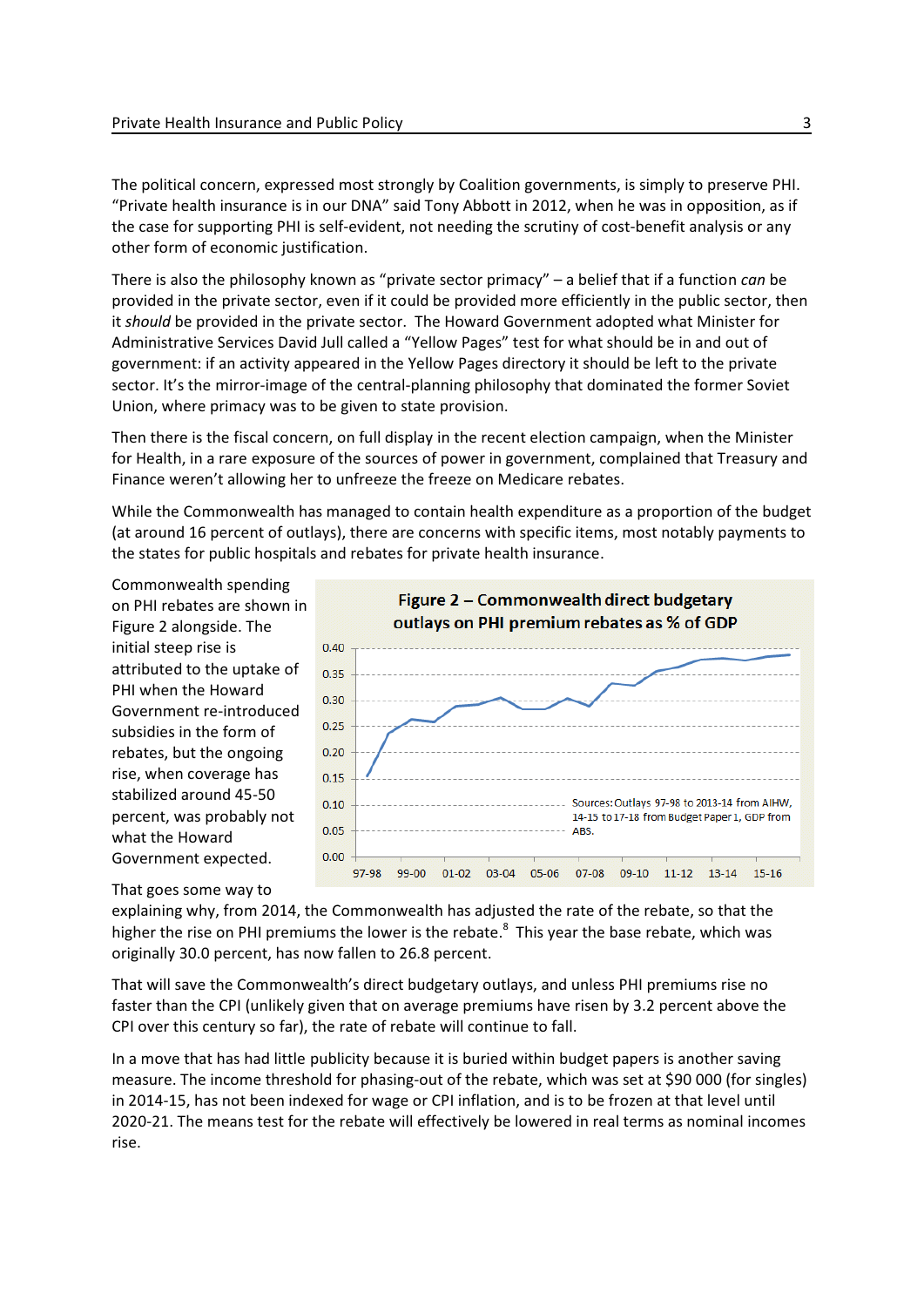The political concern, expressed most strongly by Coalition governments, is simply to preserve PHI. "Private health insurance is in our DNA" said Tony Abbott in 2012, when he was in opposition, as if the case for supporting PHI is self-evident, not needing the scrutiny of cost-benefit analysis or any other form of economic justification.

There is also the philosophy known as "private sector primacy" – a belief that if a function *can* be provided in the private sector, even if it could be provided more efficiently in the public sector, then it *should* be provided in the private sector. The Howard Government adopted what Minister for Administrative Services David Jull called a "Yellow Pages" test for what should be in and out of government: if an activity appeared in the Yellow Pages directory it should be left to the private sector. It's the mirror-image of the central-planning philosophy that dominated the former Soviet Union, where primacy was to be given to state provision.

Then there is the fiscal concern, on full display in the recent election campaign, when the Minister for Health, in a rare exposure of the sources of power in government, complained that Treasury and Finance weren't allowing her to unfreeze the freeze on Medicare rebates.

While the Commonwealth has managed to contain health expenditure as a proportion of the budget (at around 16 percent of outlays), there are concerns with specific items, most notably payments to the states for public hospitals and rebates for private health insurance.

Commonwealth spending on PHI rebates are shown in Figure 2 alongside. The initial steep rise is attributed to the uptake of PHI when the Howard Government re-introduced subsidies in the form of rebates, but the ongoing rise, when coverage has stabilized around 45-50 percent, was probably not what the Howard Government expected.

**Figure 2 – Commonwealth direct budgetary outlays on PHI premium rebates as % of GDP**

Sources: Outlays 97-98 to 2013-14 from AIHW, 14-15 to 17-18 from Budget Paper 1, GDP from ABS.

That goes some way to explaining why, from 2014, the Commonwealth has adjusted the rate of the rebate, so that the higher the rise on PHI premiums the lower is the rebate.[8] This year the base rebate, which was originally 30.0 percent, has now fallen to 26.8 percent.

That will save the Commonwealth's direct budgetary outlays, and unless PHI premiums rise no faster than the CPI (unlikely given that on average premiums have risen by 3.2 percent above the CPI over this century so far), the rate of rebate will continue to fall.

In a move that has had little publicity because it is buried within budget papers is another saving measure. The income threshold for phasing-out of the rebate, which was set at $90 000 (for singles) in 2014-15, has not been indexed for wage or CPI inflation, and is to be frozen at that level until 2020-21. The means test for the rebate will effectively be lowered in real terms as nominal incomes rise.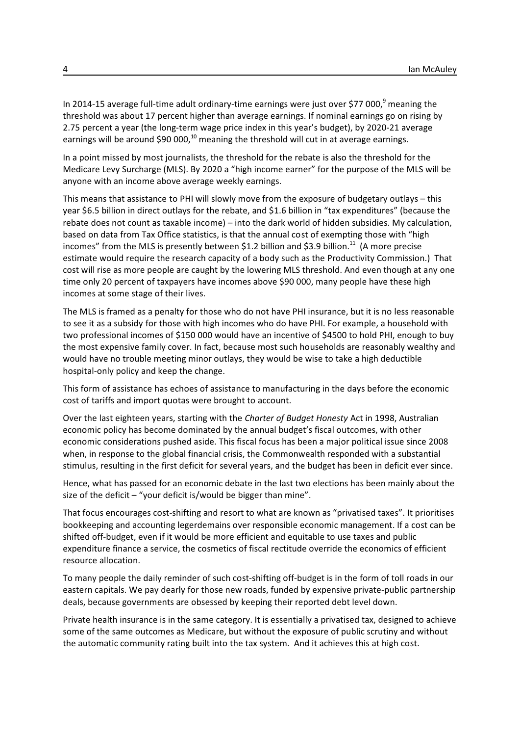In 2014-15 average full-time adult ordinary-time earnings were just over $77 000,[9] meaning the threshold was about 17 percent higher than average earnings. If nominal earnings go on rising by 2.75 percent a year (the long-term wage price index in this year's budget), by 2020-21 average earnings will be around $90 000,[10] meaning the threshold will cut in at average earnings.

In a point missed by most journalists, the threshold for the rebate is also the threshold for the Medicare Levy Surcharge (MLS). By 2020 a "high income earner" for the purpose of the MLS will be anyone with an income above average weekly earnings.

This means that assistance to PHI will slowly move from the exposure of budgetary outlays – this year $6.5 billion in direct outlays for the rebate, and $1.6 billion in "tax expenditures" (because the rebate does not count as taxable income) – into the dark world of hidden subsidies. My calculation, based on data from Tax Office statistics, is that the annual cost of exempting those with "high incomes" from the MLS is presently between $1.2 billion and $3.9 billion.[11] (A more precise estimate would require the research capacity of a body such as the Productivity Commission.) That cost will rise as more people are caught by the lowering MLS threshold. And even though at any one time only 20 percent of taxpayers have incomes above $90 000, many people have these high incomes at some stage of their lives.

The MLS is framed as a penalty for those who do not have PHI insurance, but it is no less reasonable to see it as a subsidy for those with high incomes who do have PHI. For example, a household with two professional incomes of $150 000 would have an incentive of $4500 to hold PHI, enough to buy the most expensive family cover. In fact, because most such households are reasonably wealthy and would have no trouble meeting minor outlays, they would be wise to take a high deductible hospital-only policy and keep the change.

This form of assistance has echoes of assistance to manufacturing in the days before the economic cost of tariffs and import quotas were brought to account.

Over the last eighteen years, starting with the *Charter of Budget Honesty* Act in 1998, Australian economic policy has become dominated by the annual budget's fiscal outcomes, with other economic considerations pushed aside. This fiscal focus has been a major political issue since 2008 when, in response to the global financial crisis, the Commonwealth responded with a substantial stimulus, resulting in the first deficit for several years, and the budget has been in deficit ever since.

Hence, what has passed for an economic debate in the last two elections has been mainly about the size of the deficit – "your deficit is/would be bigger than mine".

That focus encourages cost-shifting and resort to what are known as "privatised taxes". It prioritises bookkeeping and accounting legerdemains over responsible economic management. If a cost can be shifted off-budget, even if it would be more efficient and equitable to use taxes and public expenditure finance a service, the cosmetics of fiscal rectitude override the economics of efficient resource allocation.

To many people the daily reminder of such cost-shifting off-budget is in the form of toll roads in our eastern capitals. We pay dearly for those new roads, funded by expensive private-public partnership deals, because governments are obsessed by keeping their reported debt level down.

Private health insurance is in the same category. It is essentially a privatised tax, designed to achieve some of the same outcomes as Medicare, but without the exposure of public scrutiny and without the automatic community rating built into the tax system. And it achieves this at high cost.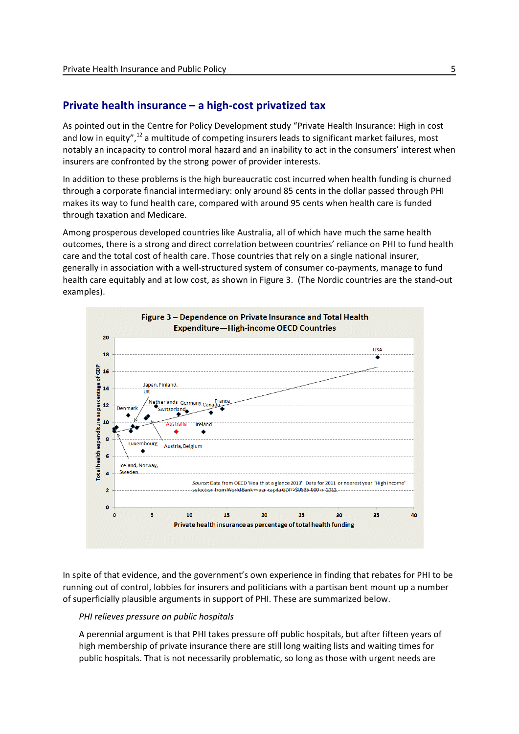## Private health insurance – a high-cost privatized tax

As pointed out in the Centre for Policy Development study "Private Health Insurance: High in cost and low in equity",[12] a multitude of competing insurers leads to significant market failures, most notably an incapacity to control moral hazard and an inability to act in the consumers' interest when insurers are confronted by the strong power of provider interests.

In addition to these problems is the high bureaucratic cost incurred when health funding is churned through a corporate financial intermediary: only around 85 cents in the dollar passed through PHI makes its way to fund health care, compared with around 95 cents when health care is funded through taxation and Medicare.

Among prosperous developed countries like Australia, all of which have much the same health outcomes, there is a strong and direct correlation between countries' reliance on PHI to fund health care and the total cost of health care. Those countries that rely on a single national insurer, generally in association with a well-structured system of consumer co-payments, manage to fund health care equitably and at low cost, as shown in Figure 3. (The Nordic countries are the stand-out examples).

**Figure 3 – Dependence on Private Insurance and Total Health Expenditure—High-income OECD Countries**

*Source:* Data from OECD 'Health at a glance 2013'. Data for 2011 or nearest year. 'High income' selection from World Bank – per-capita GDP >$US35 000 in 2012.

In spite of that evidence, and the government's own experience in finding that rebates for PHI to be running out of control, lobbies for insurers and politicians with a partisan bent mount up a number of superficially plausible arguments in support of PHI. These are summarized below.

*PHI relieves pressure on public hospitals*

A perennial argument is that PHI takes pressure off public hospitals, but after fifteen years of high membership of private insurance there are still long waiting lists and waiting times for public hospitals. That is not necessarily problematic, so long as those with urgent needs are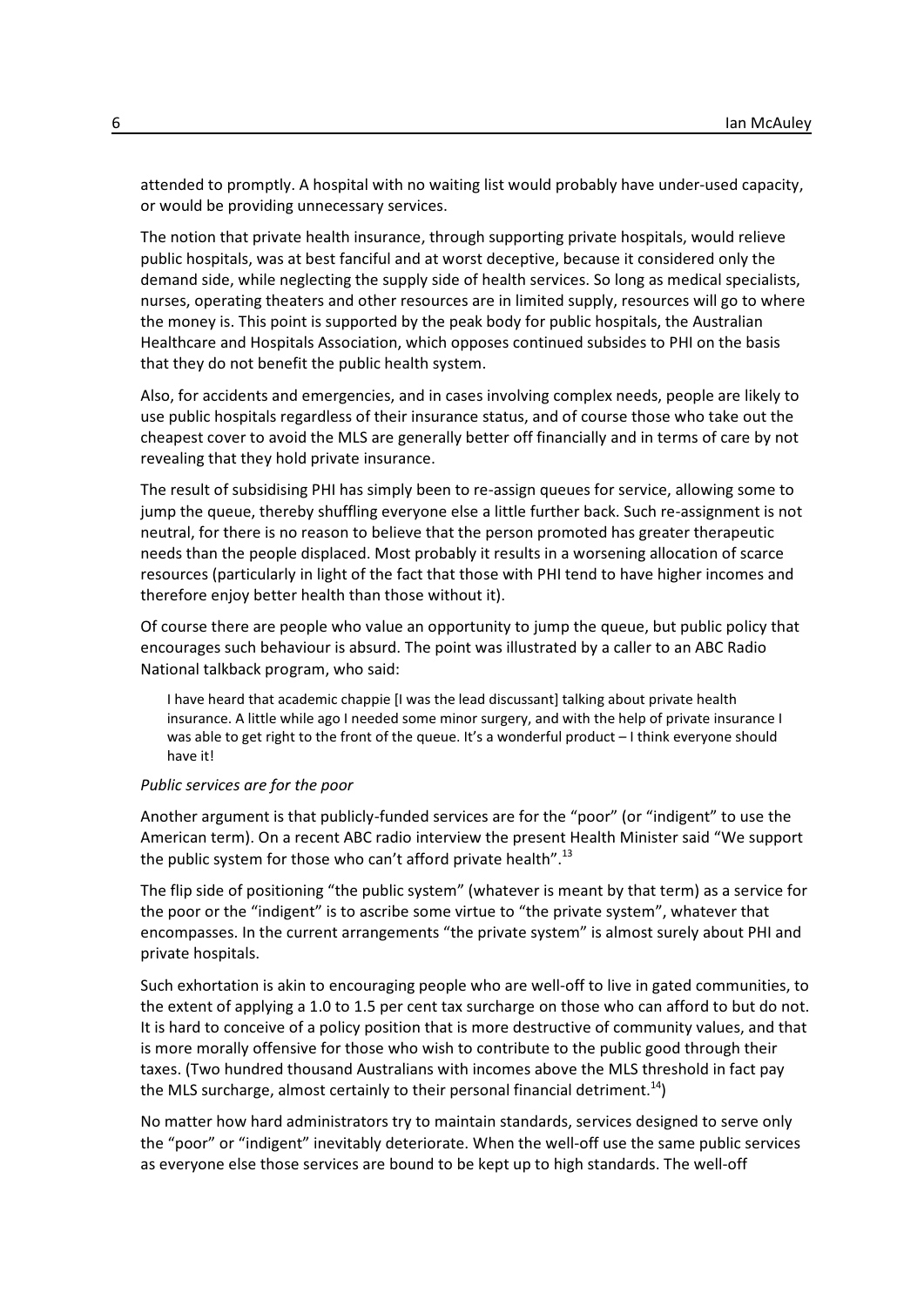attended to promptly. A hospital with no waiting list would probably have under-used capacity, or would be providing unnecessary services.

The notion that private health insurance, through supporting private hospitals, would relieve public hospitals, was at best fanciful and at worst deceptive, because it considered only the demand side, while neglecting the supply side of health services. So long as medical specialists, nurses, operating theaters and other resources are in limited supply, resources will go to where the money is. This point is supported by the peak body for public hospitals, the Australian Healthcare and Hospitals Association, which opposes continued subsides to PHI on the basis that they do not benefit the public health system.

Also, for accidents and emergencies, and in cases involving complex needs, people are likely to use public hospitals regardless of their insurance status, and of course those who take out the cheapest cover to avoid the MLS are generally better off financially and in terms of care by not revealing that they hold private insurance.

The result of subsidising PHI has simply been to re-assign queues for service, allowing some to jump the queue, thereby shuffling everyone else a little further back. Such re-assignment is not neutral, for there is no reason to believe that the person promoted has greater therapeutic needs than the people displaced. Most probably it results in a worsening allocation of scarce resources (particularly in light of the fact that those with PHI tend to have higher incomes and therefore enjoy better health than those without it).

Of course there are people who value an opportunity to jump the queue, but public policy that encourages such behaviour is absurd. The point was illustrated by a caller to an ABC Radio National talkback program, who said:

> I have heard that academic chappie [I was the lead discussant] talking about private health insurance. A little while ago I needed some minor surgery, and with the help of private insurance I was able to get right to the front of the queue. It's a wonderful product – I think everyone should have it!

*Public services are for the poor*

Another argument is that publicly-funded services are for the "poor" (or "indigent" to use the American term). On a recent ABC radio interview the present Health Minister said "We support the public system for those who can't afford private health".[13]

The flip side of positioning "the public system" (whatever is meant by that term) as a service for the poor or the "indigent" is to ascribe some virtue to "the private system", whatever that encompasses. In the current arrangements "the private system" is almost surely about PHI and private hospitals.

Such exhortation is akin to encouraging people who are well-off to live in gated communities, to the extent of applying a 1.0 to 1.5 per cent tax surcharge on those who can afford to but do not. It is hard to conceive of a policy position that is more destructive of community values, and that is more morally offensive for those who wish to contribute to the public good through their taxes. (Two hundred thousand Australians with incomes above the MLS threshold in fact pay the MLS surcharge, almost certainly to their personal financial detriment.[14])

No matter how hard administrators try to maintain standards, services designed to serve only the "poor" or "indigent" inevitably deteriorate. When the well-off use the same public services as everyone else those services are bound to be kept up to high standards. The well-off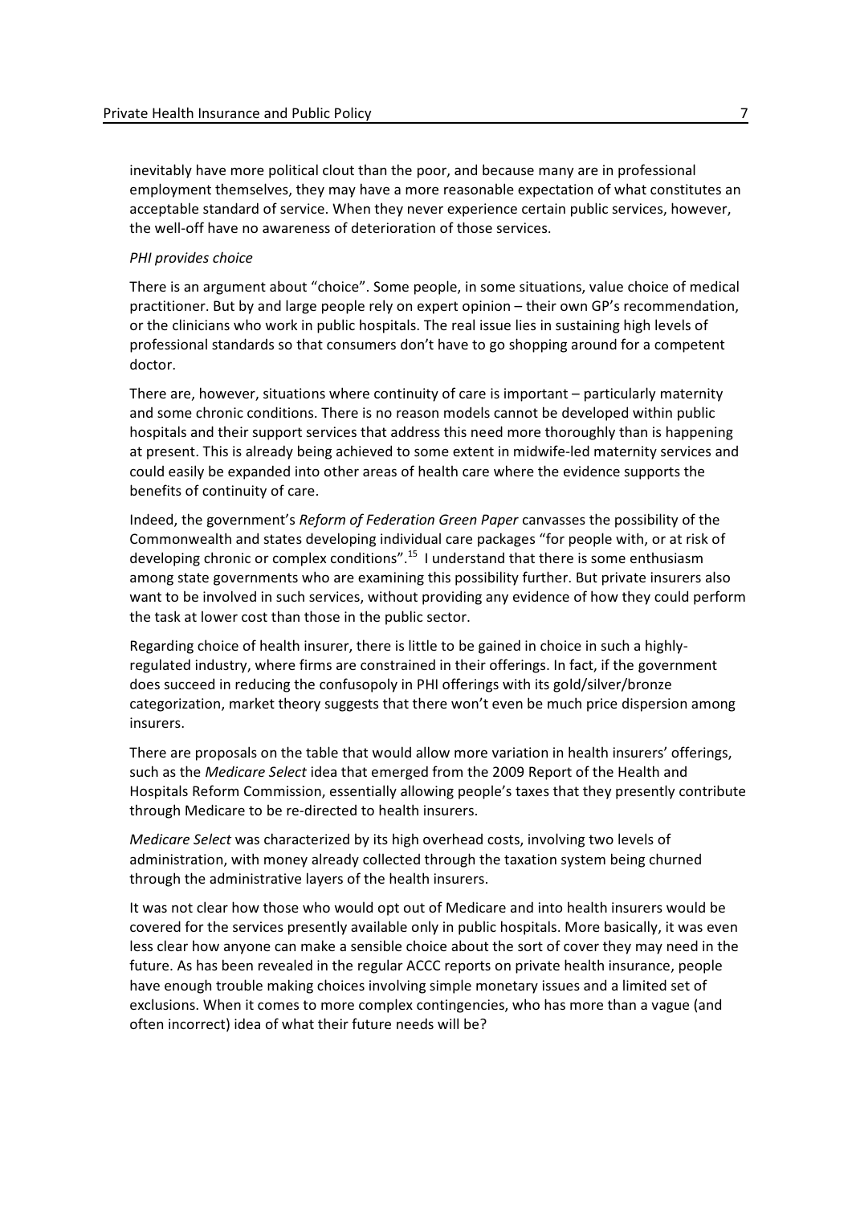inevitably have more political clout than the poor, and because many are in professional employment themselves, they may have a more reasonable expectation of what constitutes an acceptable standard of service. When they never experience certain public services, however, the well-off have no awareness of deterioration of those services.

*PHI provides choice*

There is an argument about "choice". Some people, in some situations, value choice of medical practitioner. But by and large people rely on expert opinion – their own GP's recommendation, or the clinicians who work in public hospitals. The real issue lies in sustaining high levels of professional standards so that consumers don't have to go shopping around for a competent doctor.

There are, however, situations where continuity of care is important – particularly maternity and some chronic conditions. There is no reason models cannot be developed within public hospitals and their support services that address this need more thoroughly than is happening at present. This is already being achieved to some extent in midwife-led maternity services and could easily be expanded into other areas of health care where the evidence supports the benefits of continuity of care.

Indeed, the government's *Reform of Federation Green Paper* canvasses the possibility of the Commonwealth and states developing individual care packages "for people with, or at risk of developing chronic or complex conditions".[15] I understand that there is some enthusiasm among state governments who are examining this possibility further. But private insurers also want to be involved in such services, without providing any evidence of how they could perform the task at lower cost than those in the public sector.

Regarding choice of health insurer, there is little to be gained in choice in such a highly-regulated industry, where firms are constrained in their offerings. In fact, if the government does succeed in reducing the confusopoly in PHI offerings with its gold/silver/bronze categorization, market theory suggests that there won't even be much price dispersion among insurers.

There are proposals on the table that would allow more variation in health insurers' offerings, such as the *Medicare Select* idea that emerged from the 2009 Report of the Health and Hospitals Reform Commission, essentially allowing people's taxes that they presently contribute through Medicare to be re-directed to health insurers.

*Medicare Select* was characterized by its high overhead costs, involving two levels of administration, with money already collected through the taxation system being churned through the administrative layers of the health insurers.

It was not clear how those who would opt out of Medicare and into health insurers would be covered for the services presently available only in public hospitals. More basically, it was even less clear how anyone can make a sensible choice about the sort of cover they may need in the future. As has been revealed in the regular ACCC reports on private health insurance, people have enough trouble making choices involving simple monetary issues and a limited set of exclusions. When it comes to more complex contingencies, who has more than a vague (and often incorrect) idea of what their future needs will be?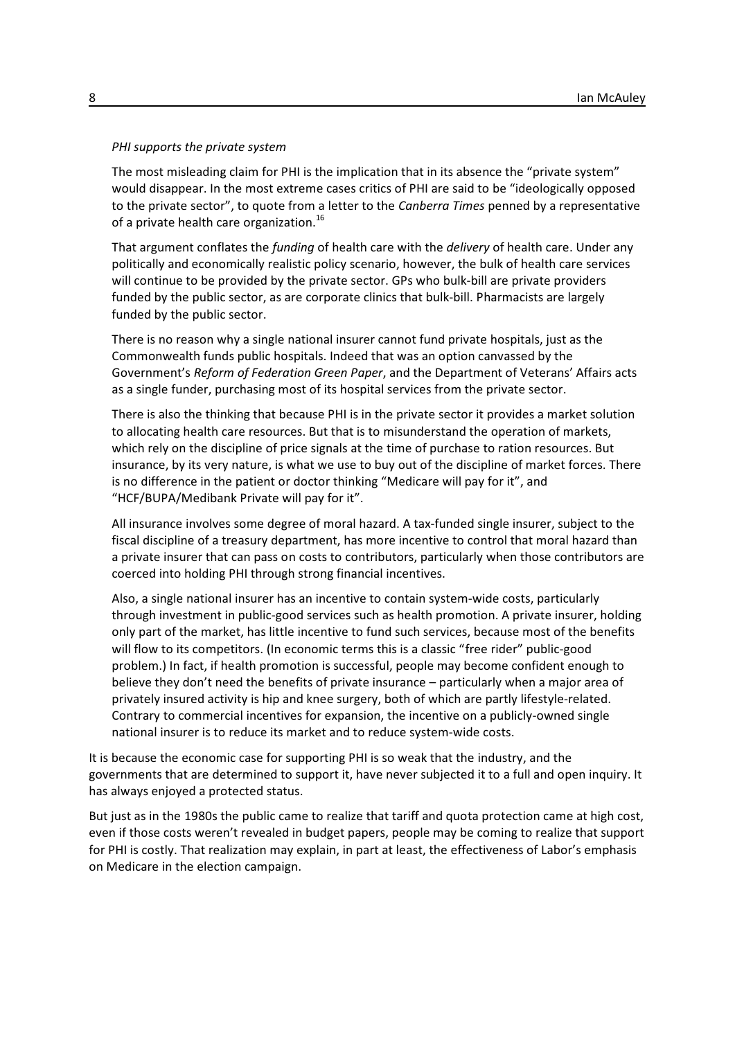*PHI supports the private system*

The most misleading claim for PHI is the implication that in its absence the "private system" would disappear. In the most extreme cases critics of PHI are said to be "ideologically opposed to the private sector", to quote from a letter to the *Canberra Times* penned by a representative of a private health care organization.[16]

That argument conflates the *funding* of health care with the *delivery* of health care. Under any politically and economically realistic policy scenario, however, the bulk of health care services will continue to be provided by the private sector. GPs who bulk-bill are private providers funded by the public sector, as are corporate clinics that bulk-bill. Pharmacists are largely funded by the public sector.

There is no reason why a single national insurer cannot fund private hospitals, just as the Commonwealth funds public hospitals. Indeed that was an option canvassed by the Government's *Reform of Federation Green Paper*, and the Department of Veterans' Affairs acts as a single funder, purchasing most of its hospital services from the private sector.

There is also the thinking that because PHI is in the private sector it provides a market solution to allocating health care resources. But that is to misunderstand the operation of markets, which rely on the discipline of price signals at the time of purchase to ration resources. But insurance, by its very nature, is what we use to buy out of the discipline of market forces. There is no difference in the patient or doctor thinking "Medicare will pay for it", and "HCF/BUPA/Medibank Private will pay for it".

All insurance involves some degree of moral hazard. A tax-funded single insurer, subject to the fiscal discipline of a treasury department, has more incentive to control that moral hazard than a private insurer that can pass on costs to contributors, particularly when those contributors are coerced into holding PHI through strong financial incentives.

Also, a single national insurer has an incentive to contain system-wide costs, particularly through investment in public-good services such as health promotion. A private insurer, holding only part of the market, has little incentive to fund such services, because most of the benefits will flow to its competitors. (In economic terms this is a classic "free rider" public-good problem.) In fact, if health promotion is successful, people may become confident enough to believe they don't need the benefits of private insurance – particularly when a major area of privately insured activity is hip and knee surgery, both of which are partly lifestyle-related. Contrary to commercial incentives for expansion, the incentive on a publicly-owned single national insurer is to reduce its market and to reduce system-wide costs.

It is because the economic case for supporting PHI is so weak that the industry, and the governments that are determined to support it, have never subjected it to a full and open inquiry. It has always enjoyed a protected status.

But just as in the 1980s the public came to realize that tariff and quota protection came at high cost, even if those costs weren't revealed in budget papers, people may be coming to realize that support for PHI is costly. That realization may explain, in part at least, the effectiveness of Labor's emphasis on Medicare in the election campaign.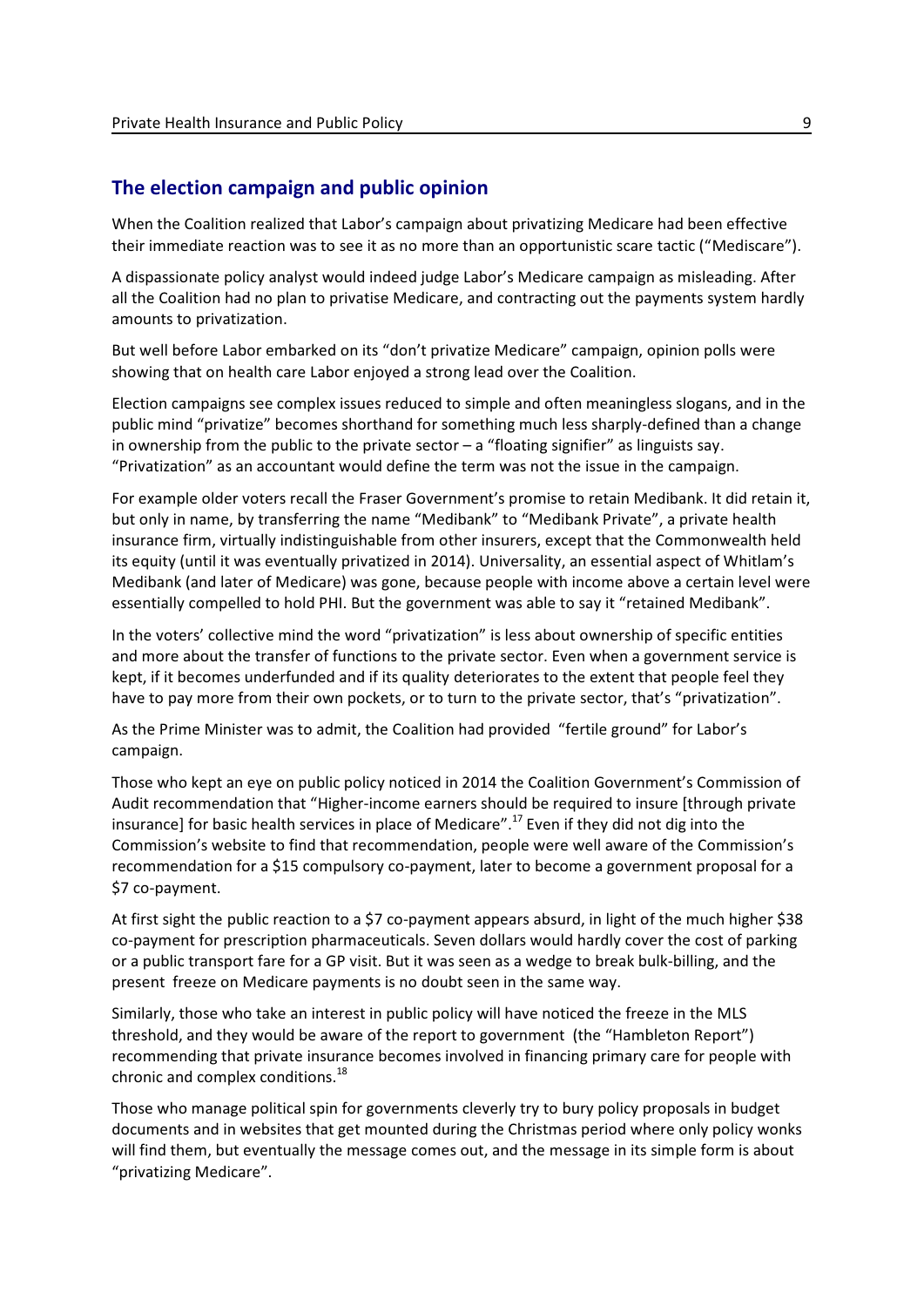## The election campaign and public opinion

When the Coalition realized that Labor's campaign about privatizing Medicare had been effective their immediate reaction was to see it as no more than an opportunistic scare tactic ("Mediscare").

A dispassionate policy analyst would indeed judge Labor's Medicare campaign as misleading. After all the Coalition had no plan to privatise Medicare, and contracting out the payments system hardly amounts to privatization.

But well before Labor embarked on its "don't privatize Medicare" campaign, opinion polls were showing that on health care Labor enjoyed a strong lead over the Coalition.

Election campaigns see complex issues reduced to simple and often meaningless slogans, and in the public mind "privatize" becomes shorthand for something much less sharply-defined than a change in ownership from the public to the private sector – a "floating signifier" as linguists say. "Privatization" as an accountant would define the term was not the issue in the campaign.

For example older voters recall the Fraser Government's promise to retain Medibank. It did retain it, but only in name, by transferring the name "Medibank" to "Medibank Private", a private health insurance firm, virtually indistinguishable from other insurers, except that the Commonwealth held its equity (until it was eventually privatized in 2014). Universality, an essential aspect of Whitlam's Medibank (and later of Medicare) was gone, because people with income above a certain level were essentially compelled to hold PHI. But the government was able to say it "retained Medibank".

In the voters' collective mind the word "privatization" is less about ownership of specific entities and more about the transfer of functions to the private sector. Even when a government service is kept, if it becomes underfunded and if its quality deteriorates to the extent that people feel they have to pay more from their own pockets, or to turn to the private sector, that's "privatization".

As the Prime Minister was to admit, the Coalition had provided "fertile ground" for Labor's campaign.

Those who kept an eye on public policy noticed in 2014 the Coalition Government's Commission of Audit recommendation that "Higher-income earners should be required to insure [through private insurance] for basic health services in place of Medicare".[17] Even if they did not dig into the Commission's website to find that recommendation, people were well aware of the Commission's recommendation for a $15 compulsory co-payment, later to become a government proposal for a $7 co-payment.

At first sight the public reaction to a $7 co-payment appears absurd, in light of the much higher $38 co-payment for prescription pharmaceuticals. Seven dollars would hardly cover the cost of parking or a public transport fare for a GP visit. But it was seen as a wedge to break bulk-billing, and the present freeze on Medicare payments is no doubt seen in the same way.

Similarly, those who take an interest in public policy will have noticed the freeze in the MLS threshold, and they would be aware of the report to government (the "Hambleton Report") recommending that private insurance becomes involved in financing primary care for people with chronic and complex conditions.[18]

Those who manage political spin for governments cleverly try to bury policy proposals in budget documents and in websites that get mounted during the Christmas period where only policy wonks will find them, but eventually the message comes out, and the message in its simple form is about "privatizing Medicare".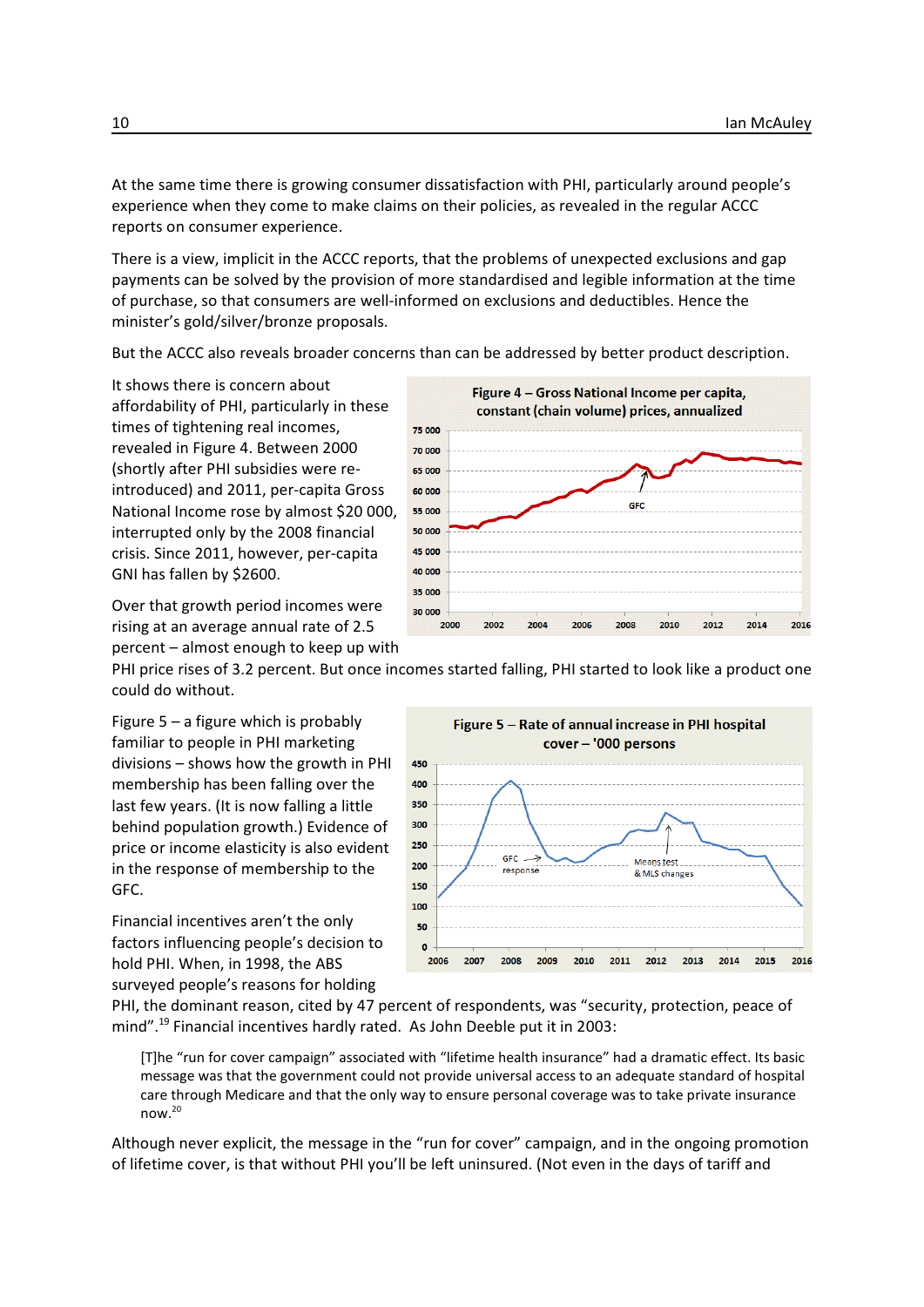At the same time there is growing consumer dissatisfaction with PHI, particularly around people's experience when they come to make claims on their policies, as revealed in the regular ACCC reports on consumer experience.

There is a view, implicit in the ACCC reports, that the problems of unexpected exclusions and gap payments can be solved by the provision of more standardised and legible information at the time of purchase, so that consumers are well-informed on exclusions and deductibles. Hence the minister's gold/silver/bronze proposals.

But the ACCC also reveals broader concerns than can be addressed by better product description.

It shows there is concern about affordability of PHI, particularly in these times of tightening real incomes, revealed in Figure 4. Between 2000 (shortly after PHI subsidies were re-introduced) and 2011, per-capita Gross National Income rose by almost $20 000, interrupted only by the 2008 financial crisis. Since 2011, however, per-capita GNI has fallen by $2600.

**Figure 4 – Gross National Income per capita, constant (chain volume) prices, annualized**

Over that growth period incomes were rising at an average annual rate of 2.5 percent – almost enough to keep up with PHI price rises of 3.2 percent. But once incomes started falling, PHI started to look like a product one could do without.

Figure 5 – a figure which is probably familiar to people in PHI marketing divisions – shows how the growth in PHI membership has been falling over the last few years. (It is now falling a little behind population growth.) Evidence of price or income elasticity is also evident in the response of membership to the GFC.

**Figure 5 – Rate of annual increase in PHI hospital cover – '000 persons**

Financial incentives aren't the only factors influencing people's decision to hold PHI. When, in 1998, the ABS surveyed people's reasons for holding PHI, the dominant reason, cited by 47 percent of respondents, was "security, protection, peace of mind".[19] Financial incentives hardly rated. As John Deeble put it in 2003:

> [T]he "run for cover campaign" associated with "lifetime health insurance" had a dramatic effect. Its basic message was that the government could not provide universal access to an adequate standard of hospital care through Medicare and that the only way to ensure personal coverage was to take private insurance now.[20]

Although never explicit, the message in the "run for cover" campaign, and in the ongoing promotion of lifetime cover, is that without PHI you'll be left uninsured. (Not even in the days of tariff and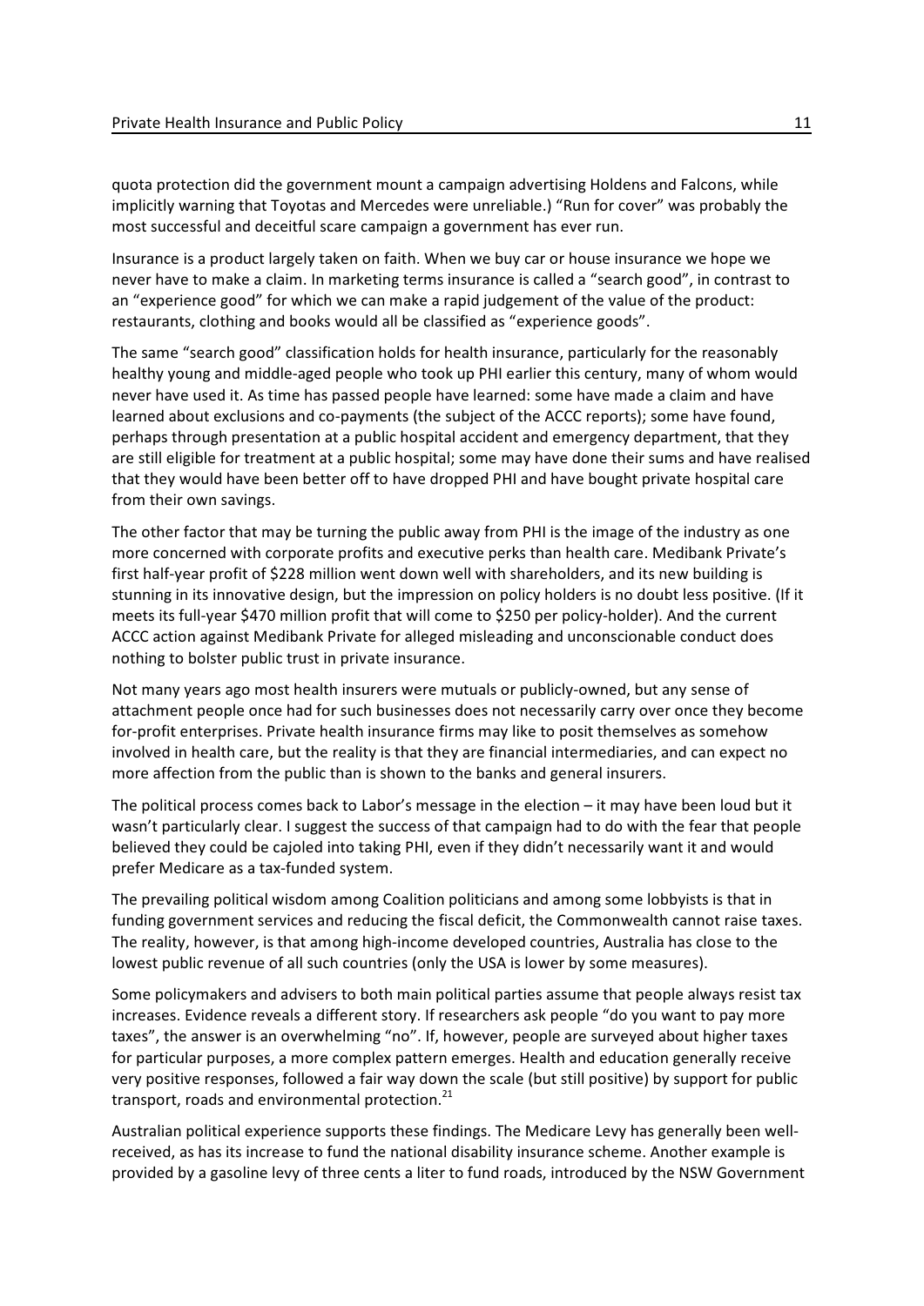quota protection did the government mount a campaign advertising Holdens and Falcons, while implicitly warning that Toyotas and Mercedes were unreliable.) "Run for cover" was probably the most successful and deceitful scare campaign a government has ever run.

Insurance is a product largely taken on faith. When we buy car or house insurance we hope we never have to make a claim. In marketing terms insurance is called a "search good", in contrast to an "experience good" for which we can make a rapid judgement of the value of the product: restaurants, clothing and books would all be classified as "experience goods".

The same "search good" classification holds for health insurance, particularly for the reasonably healthy young and middle-aged people who took up PHI earlier this century, many of whom would never have used it. As time has passed people have learned: some have made a claim and have learned about exclusions and co-payments (the subject of the ACCC reports); some have found, perhaps through presentation at a public hospital accident and emergency department, that they are still eligible for treatment at a public hospital; some may have done their sums and have realised that they would have been better off to have dropped PHI and have bought private hospital care from their own savings.

The other factor that may be turning the public away from PHI is the image of the industry as one more concerned with corporate profits and executive perks than health care. Medibank Private's first half-year profit of $228 million went down well with shareholders, and its new building is stunning in its innovative design, but the impression on policy holders is no doubt less positive. (If it meets its full-year $470 million profit that will come to $250 per policy-holder). And the current ACCC action against Medibank Private for alleged misleading and unconscionable conduct does nothing to bolster public trust in private insurance.

Not many years ago most health insurers were mutuals or publicly-owned, but any sense of attachment people once had for such businesses does not necessarily carry over once they become for-profit enterprises. Private health insurance firms may like to posit themselves as somehow involved in health care, but the reality is that they are financial intermediaries, and can expect no more affection from the public than is shown to the banks and general insurers.

The political process comes back to Labor's message in the election – it may have been loud but it wasn't particularly clear. I suggest the success of that campaign had to do with the fear that people believed they could be cajoled into taking PHI, even if they didn't necessarily want it and would prefer Medicare as a tax-funded system.

The prevailing political wisdom among Coalition politicians and among some lobbyists is that in funding government services and reducing the fiscal deficit, the Commonwealth cannot raise taxes. The reality, however, is that among high-income developed countries, Australia has close to the lowest public revenue of all such countries (only the USA is lower by some measures).

Some policymakers and advisers to both main political parties assume that people always resist tax increases. Evidence reveals a different story. If researchers ask people "do you want to pay more taxes", the answer is an overwhelming "no". If, however, people are surveyed about higher taxes for particular purposes, a more complex pattern emerges. Health and education generally receive very positive responses, followed a fair way down the scale (but still positive) by support for public transport, roads and environmental protection.[21]

Australian political experience supports these findings. The Medicare Levy has generally been well-received, as has its increase to fund the national disability insurance scheme. Another example is provided by a gasoline levy of three cents a liter to fund roads, introduced by the NSW Government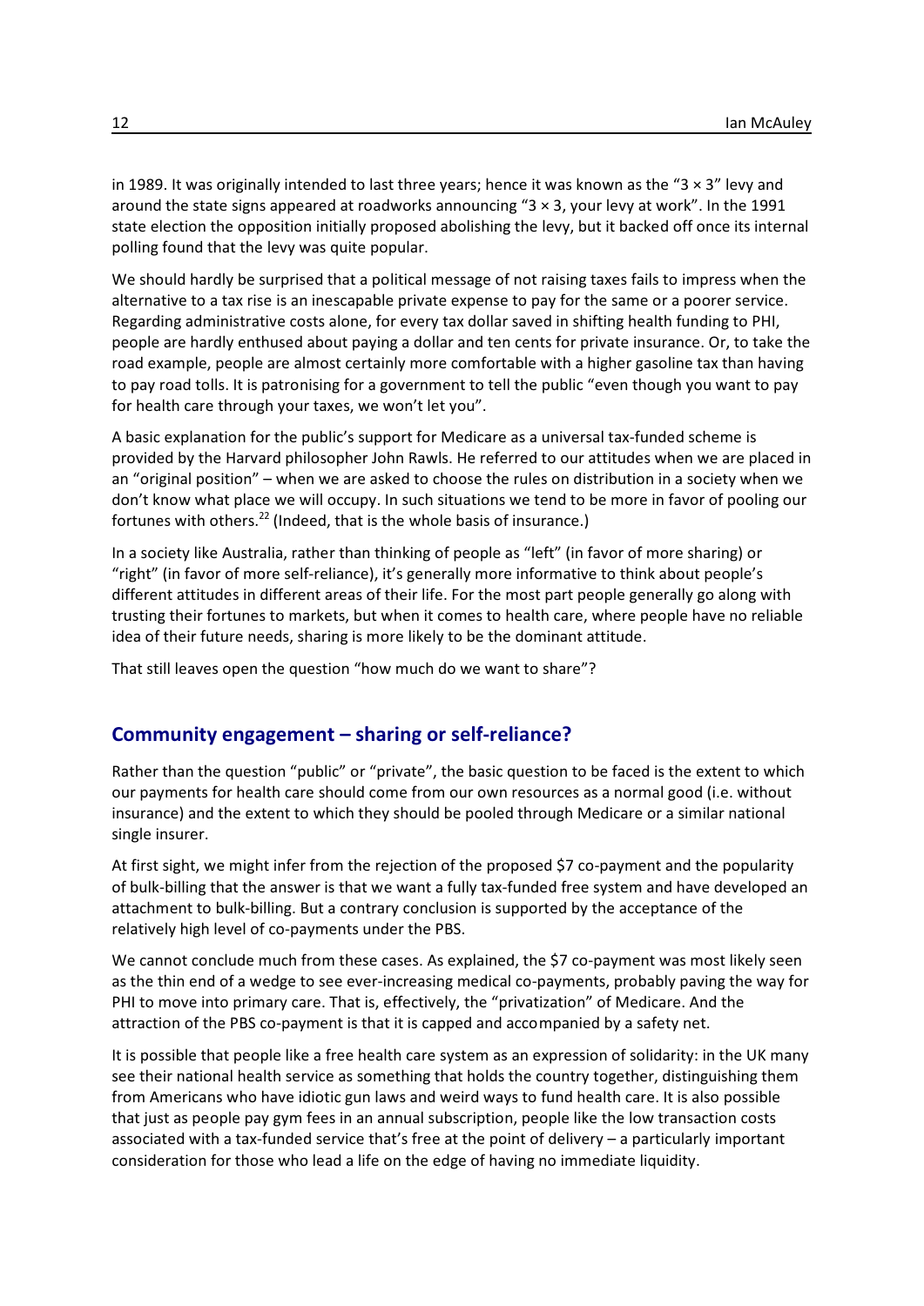in 1989. It was originally intended to last three years; hence it was known as the "3 × 3" levy and around the state signs appeared at roadworks announcing "3 × 3, your levy at work". In the 1991 state election the opposition initially proposed abolishing the levy, but it backed off once its internal polling found that the levy was quite popular.

We should hardly be surprised that a political message of not raising taxes fails to impress when the alternative to a tax rise is an inescapable private expense to pay for the same or a poorer service. Regarding administrative costs alone, for every tax dollar saved in shifting health funding to PHI, people are hardly enthused about paying a dollar and ten cents for private insurance. Or, to take the road example, people are almost certainly more comfortable with a higher gasoline tax than having to pay road tolls. It is patronising for a government to tell the public "even though you want to pay for health care through your taxes, we won't let you".

A basic explanation for the public's support for Medicare as a universal tax-funded scheme is provided by the Harvard philosopher John Rawls. He referred to our attitudes when we are placed in an "original position" – when we are asked to choose the rules on distribution in a society when we don't know what place we will occupy. In such situations we tend to be more in favor of pooling our fortunes with others.[22] (Indeed, that is the whole basis of insurance.)

In a society like Australia, rather than thinking of people as "left" (in favor of more sharing) or "right" (in favor of more self-reliance), it's generally more informative to think about people's different attitudes in different areas of their life. For the most part people generally go along with trusting their fortunes to markets, but when it comes to health care, where people have no reliable idea of their future needs, sharing is more likely to be the dominant attitude.

That still leaves open the question "how much do we want to share"?

## Community engagement – sharing or self-reliance?

Rather than the question "public" or "private", the basic question to be faced is the extent to which our payments for health care should come from our own resources as a normal good (i.e. without insurance) and the extent to which they should be pooled through Medicare or a similar national single insurer.

At first sight, we might infer from the rejection of the proposed $7 co-payment and the popularity of bulk-billing that the answer is that we want a fully tax-funded free system and have developed an attachment to bulk-billing. But a contrary conclusion is supported by the acceptance of the relatively high level of co-payments under the PBS.

We cannot conclude much from these cases. As explained, the $7 co-payment was most likely seen as the thin end of a wedge to see ever-increasing medical co-payments, probably paving the way for PHI to move into primary care. That is, effectively, the "privatization" of Medicare. And the attraction of the PBS co-payment is that it is capped and accompanied by a safety net.

It is possible that people like a free health care system as an expression of solidarity: in the UK many see their national health service as something that holds the country together, distinguishing them from Americans who have idiotic gun laws and weird ways to fund health care. It is also possible that just as people pay gym fees in an annual subscription, people like the low transaction costs associated with a tax-funded service that's free at the point of delivery – a particularly important consideration for those who lead a life on the edge of having no immediate liquidity.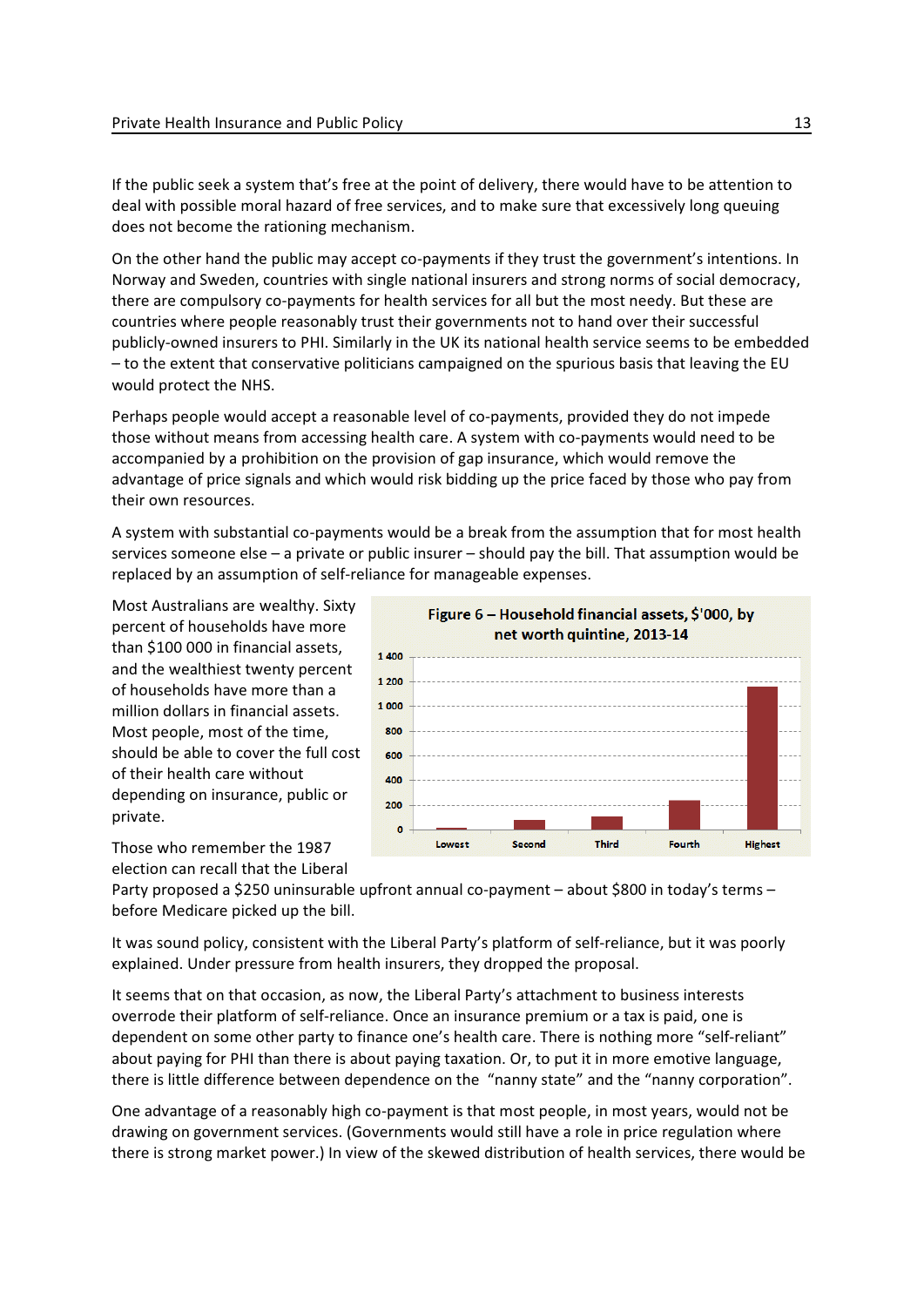If the public seek a system that's free at the point of delivery, there would have to be attention to deal with possible moral hazard of free services, and to make sure that excessively long queuing does not become the rationing mechanism.

On the other hand the public may accept co-payments if they trust the government's intentions. In Norway and Sweden, countries with single national insurers and strong norms of social democracy, there are compulsory co-payments for health services for all but the most needy. But these are countries where people reasonably trust their governments not to hand over their successful publicly-owned insurers to PHI. Similarly in the UK its national health service seems to be embedded – to the extent that conservative politicians campaigned on the spurious basis that leaving the EU would protect the NHS.

Perhaps people would accept a reasonable level of co-payments, provided they do not impede those without means from accessing health care. A system with co-payments would need to be accompanied by a prohibition on the provision of gap insurance, which would remove the advantage of price signals and which would risk bidding up the price faced by those who pay from their own resources.

A system with substantial co-payments would be a break from the assumption that for most health services someone else – a private or public insurer – should pay the bill. That assumption would be replaced by an assumption of self-reliance for manageable expenses.

Most Australians are wealthy. Sixty percent of households have more than \$100 000 in financial assets, and the wealthiest twenty percent of households have more than a million dollars in financial assets. Most people, most of the time, should be able to cover the full cost of their health care without depending on insurance, public or private.

**Figure 6 – Household financial assets, \$'000, by net worth quintine, 2013-14**

Those who remember the 1987 election can recall that the Liberal Party proposed a \$250 uninsurable upfront annual co-payment – about \$800 in today's terms – before Medicare picked up the bill.

It was sound policy, consistent with the Liberal Party's platform of self-reliance, but it was poorly explained. Under pressure from health insurers, they dropped the proposal.

It seems that on that occasion, as now, the Liberal Party's attachment to business interests overrode their platform of self-reliance. Once an insurance premium or a tax is paid, one is dependent on some other party to finance one's health care. There is nothing more "self-reliant" about paying for PHI than there is about paying taxation. Or, to put it in more emotive language, there is little difference between dependence on the "nanny state" and the "nanny corporation".

One advantage of a reasonably high co-payment is that most people, in most years, would not be drawing on government services. (Governments would still have a role in price regulation where there is strong market power.) In view of the skewed distribution of health services, there would be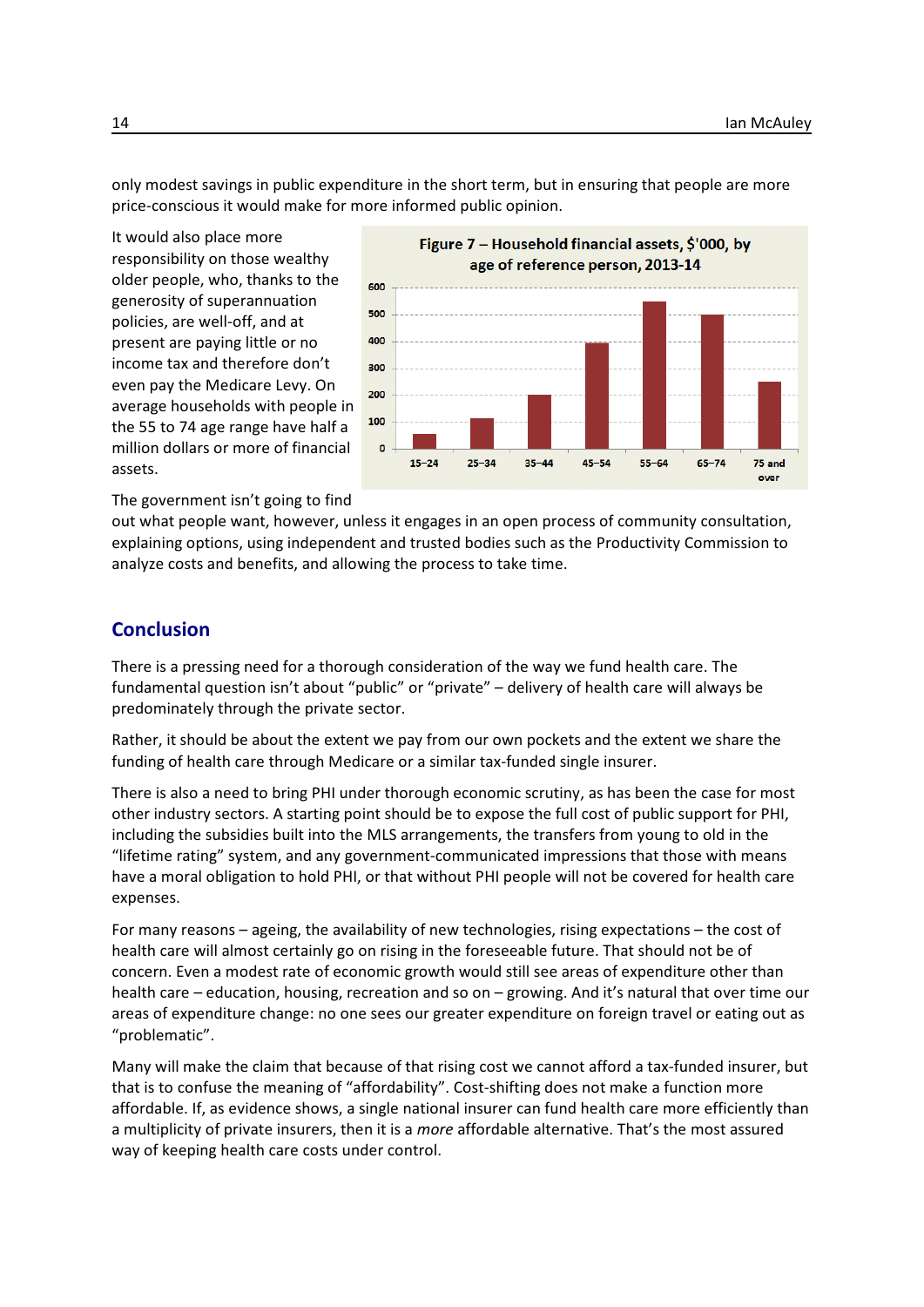only modest savings in public expenditure in the short term, but in ensuring that people are more price-conscious it would make for more informed public opinion.

It would also place more responsibility on those wealthy older people, who, thanks to the generosity of superannuation policies, are well-off, and at present are paying little or no income tax and therefore don't even pay the Medicare Levy. On average households with people in the 55 to 74 age range have half a million dollars or more of financial assets.

**Figure 7 – Household financial assets, $'000, by age of reference person, 2013-14**

The government isn't going to find out what people want, however, unless it engages in an open process of community consultation, explaining options, using independent and trusted bodies such as the Productivity Commission to analyze costs and benefits, and allowing the process to take time.

## Conclusion

There is a pressing need for a thorough consideration of the way we fund health care. The fundamental question isn't about "public" or "private" – delivery of health care will always be predominately through the private sector.

Rather, it should be about the extent we pay from our own pockets and the extent we share the funding of health care through Medicare or a similar tax-funded single insurer.

There is also a need to bring PHI under thorough economic scrutiny, as has been the case for most other industry sectors. A starting point should be to expose the full cost of public support for PHI, including the subsidies built into the MLS arrangements, the transfers from young to old in the "lifetime rating" system, and any government-communicated impressions that those with means have a moral obligation to hold PHI, or that without PHI people will not be covered for health care expenses.

For many reasons – ageing, the availability of new technologies, rising expectations – the cost of health care will almost certainly go on rising in the foreseeable future. That should not be of concern. Even a modest rate of economic growth would still see areas of expenditure other than health care – education, housing, recreation and so on – growing. And it's natural that over time our areas of expenditure change: no one sees our greater expenditure on foreign travel or eating out as "problematic".

Many will make the claim that because of that rising cost we cannot afford a tax-funded insurer, but that is to confuse the meaning of "affordability". Cost-shifting does not make a function more affordable. If, as evidence shows, a single national insurer can fund health care more efficiently than a multiplicity of private insurers, then it is a *more* affordable alternative. That's the most assured way of keeping health care costs under control.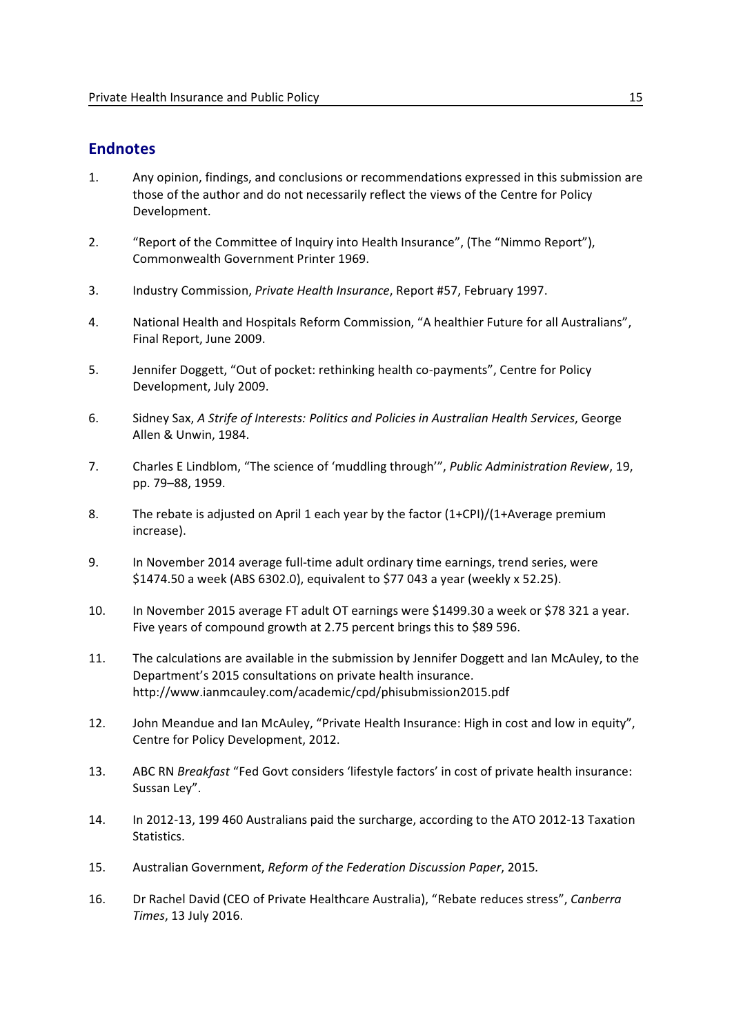## Endnotes

1. Any opinion, findings, and conclusions or recommendations expressed in this submission are those of the author and do not necessarily reflect the views of the Centre for Policy Development.
2. "Report of the Committee of Inquiry into Health Insurance", (The "Nimmo Report"), Commonwealth Government Printer 1969.
3. Industry Commission, *Private Health Insurance*, Report #57, February 1997.
4. National Health and Hospitals Reform Commission, "A healthier Future for all Australians", Final Report, June 2009.
5. Jennifer Doggett, "Out of pocket: rethinking health co-payments", Centre for Policy Development, July 2009.
6. Sidney Sax, *A Strife of Interests: Politics and Policies in Australian Health Services*, George Allen & Unwin, 1984.
7. Charles E Lindblom, "The science of 'muddling through'", *Public Administration Review*, 19, pp. 79–88, 1959.
8. The rebate is adjusted on April 1 each year by the factor (1+CPI)/(1+Average premium increase).
9. In November 2014 average full-time adult ordinary time earnings, trend series, were $1474.50 a week (ABS 6302.0), equivalent to $77 043 a year (weekly x 52.25).
10. In November 2015 average FT adult OT earnings were $1499.30 a week or $78 321 a year. Five years of compound growth at 2.75 percent brings this to $89 596.
11. The calculations are available in the submission by Jennifer Doggett and Ian McAuley, to the Department's 2015 consultations on private health insurance. http://www.ianmcauley.com/academic/cpd/phisubmission2015.pdf
12. John Meandue and Ian McAuley, "Private Health Insurance: High in cost and low in equity", Centre for Policy Development, 2012.
13. ABC RN *Breakfast* "Fed Govt considers 'lifestyle factors' in cost of private health insurance: Sussan Ley".
14. In 2012-13, 199 460 Australians paid the surcharge, according to the ATO 2012-13 Taxation Statistics.
15. Australian Government, *Reform of the Federation Discussion Paper*, 2015.
16. Dr Rachel David (CEO of Private Healthcare Australia), "Rebate reduces stress", *Canberra Times*, 13 July 2016.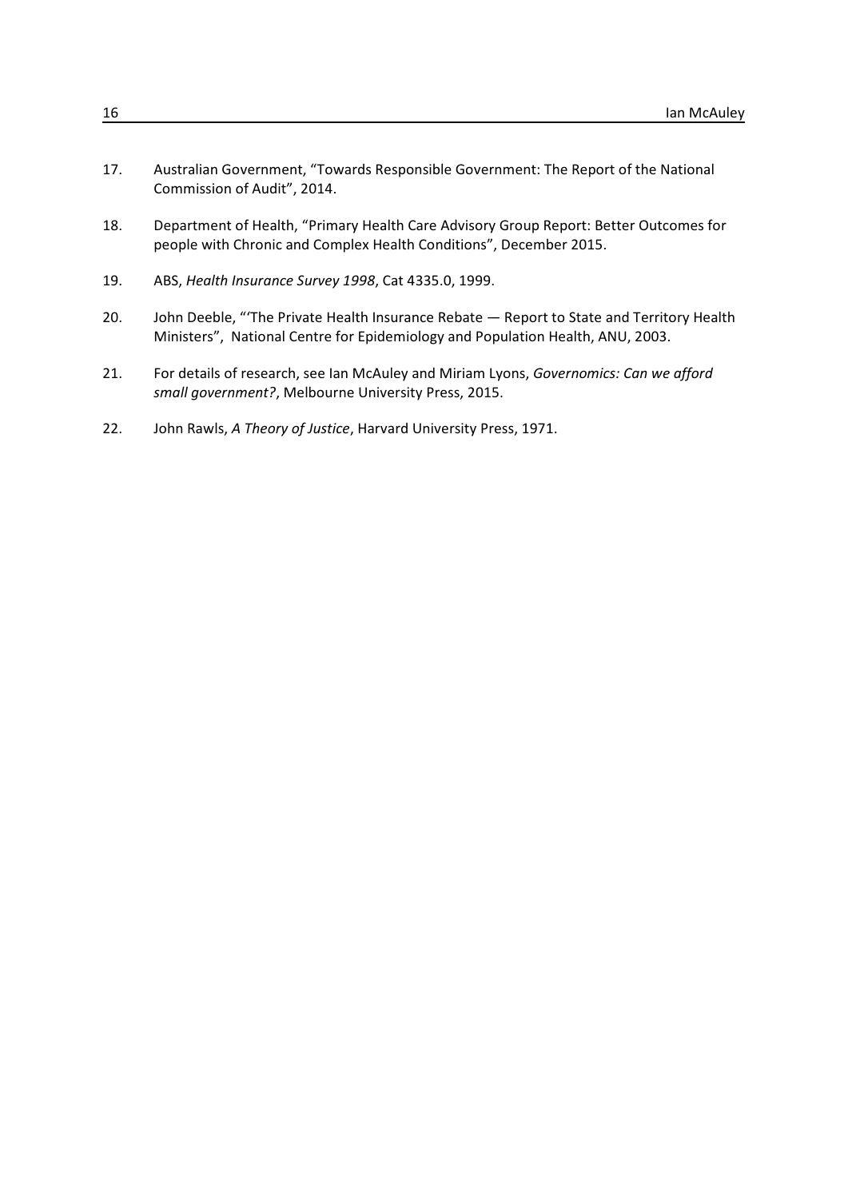17. Australian Government, "Towards Responsible Government: The Report of the National Commission of Audit", 2014.

18. Department of Health, "Primary Health Care Advisory Group Report: Better Outcomes for people with Chronic and Complex Health Conditions", December 2015.

19. ABS, *Health Insurance Survey 1998*, Cat 4335.0, 1999.

20. John Deeble, "'The Private Health Insurance Rebate — Report to State and Territory Health Ministers", National Centre for Epidemiology and Population Health, ANU, 2003.

21. For details of research, see Ian McAuley and Miriam Lyons, *Governomics: Can we afford small government?*, Melbourne University Press, 2015.

22. John Rawls, *A Theory of Justice*, Harvard University Press, 1971.